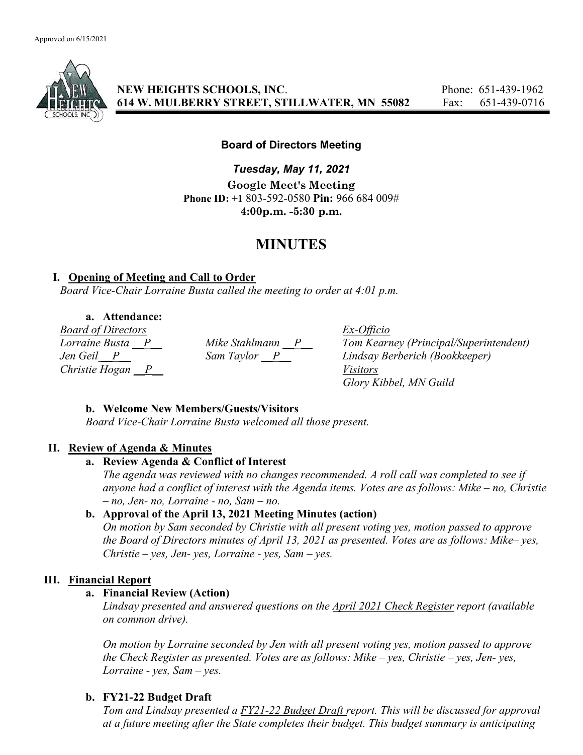Approved on 6/15/2021

**NEW HEIGHTS SCHOOLS, INC.** Phone: 651-439-1962
**614 W. MULBERRY STREET, STILLWATER, MN 55082** Fax: 651-439-0716

**Board of Directors Meeting**

***Tuesday, May 11, 2021***

**Google Meet's Meeting**
**Phone ID: +1** 803-592-0580 **Pin:** 966 684 009#
**4:00p.m. -5:30 p.m.**

# MINUTES

## I. Opening of Meeting and Call to Order

*Board Vice-Chair Lorraine Busta called the meeting to order at 4:01 p.m.*

**a. Attendance:**

| *Board of Directors* | | *Ex-Officio* |
|---|---|---|
| *Lorraine Busta __P__* | *Mike Stahlmann __P__* | *Tom Kearney (Principal/Superintendent)* |
| *Jen Geil__P__* | *Sam Taylor __P__* | *Lindsay Berberich (Bookkeeper)* |
| *Christie Hogan __P__* | | *Visitors* |
| | | *Glory Kibbel, MN Guild* |

**b. Welcome New Members/Guests/Visitors**

*Board Vice-Chair Lorraine Busta welcomed all those present.*

## II. Review of Agenda & Minutes

**a. Review Agenda & Conflict of Interest**

*The agenda was reviewed with no changes recommended. A roll call was completed to see if anyone had a conflict of interest with the Agenda items. Votes are as follows: Mike – no, Christie – no, Jen- no, Lorraine - no, Sam – no.*

**b. Approval of the April 13, 2021 Meeting Minutes (action)**

*On motion by Sam seconded by Christie with all present voting yes, motion passed to approve the Board of Directors minutes of April 13, 2021 as presented. Votes are as follows: Mike– yes, Christie – yes, Jen- yes, Lorraine - yes, Sam – yes.*

## III. Financial Report

**a. Financial Review (Action)**

*Lindsay presented and answered questions on the April 2021 Check Register report (available on common drive).*

*On motion by Lorraine seconded by Jen with all present voting yes, motion passed to approve the Check Register as presented. Votes are as follows: Mike – yes, Christie – yes, Jen- yes, Lorraine - yes, Sam – yes.*

**b. FY21-22 Budget Draft**

*Tom and Lindsay presented a FY21-22 Budget Draft report. This will be discussed for approval at a future meeting after the State completes their budget. This budget summary is anticipating*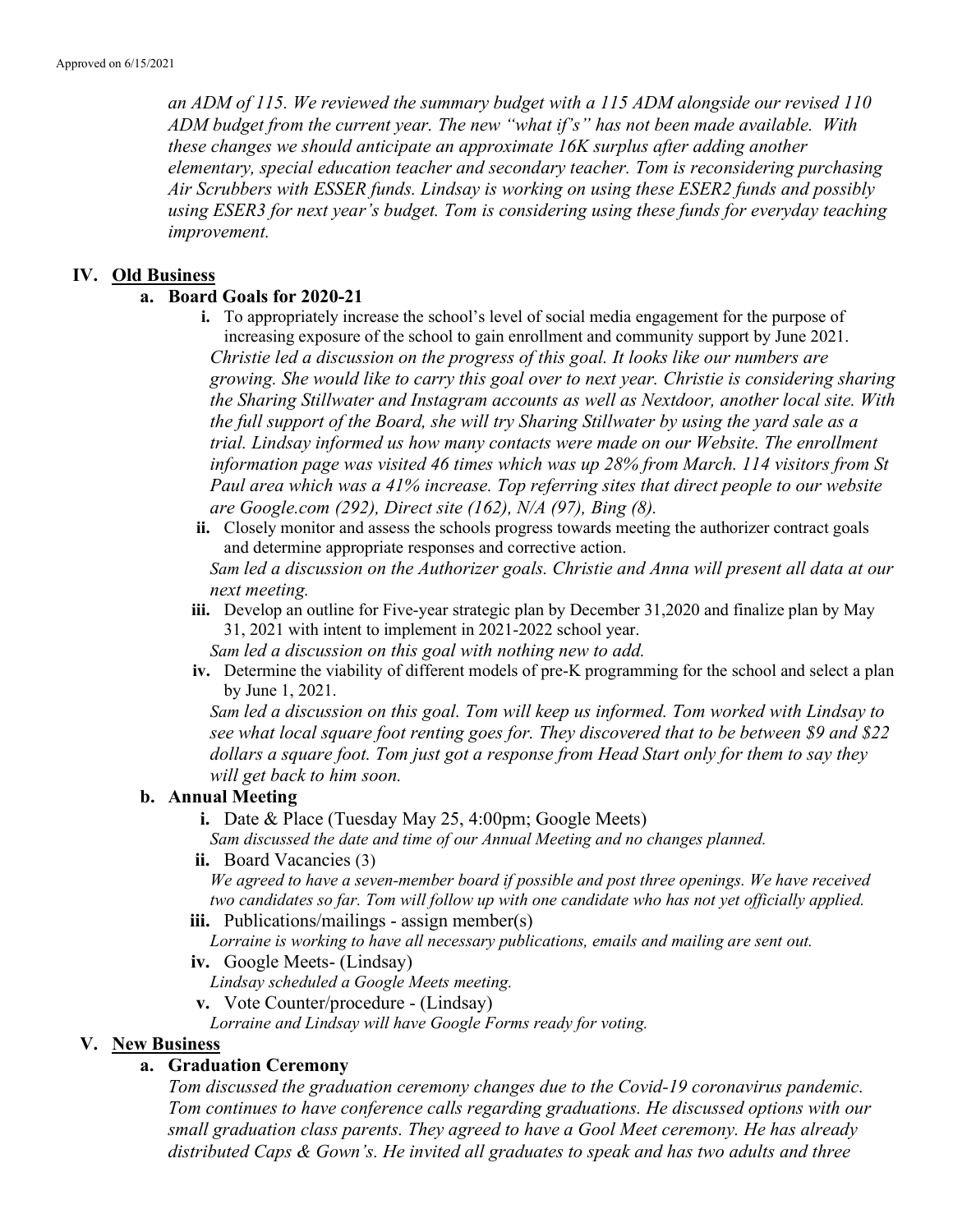*an ADM of 115. We reviewed the summary budget with a 115 ADM alongside our revised 110 ADM budget from the current year. The new "what if's" has not been made available. With these changes we should anticipate an approximate 16K surplus after adding another elementary, special education teacher and secondary teacher. Tom is reconsidering purchasing Air Scrubbers with ESSER funds. Lindsay is working on using these ESER2 funds and possibly using ESER3 for next year's budget. Tom is considering using these funds for everyday teaching improvement.*

## IV. Old Business

### a. Board Goals for 2020-21

i. To appropriately increase the school's level of social media engagement for the purpose of increasing exposure of the school to gain enrollment and community support by June 2021.
*Christie led a discussion on the progress of this goal. It looks like our numbers are growing. She would like to carry this goal over to next year. Christie is considering sharing the Sharing Stillwater and Instagram accounts as well as Nextdoor, another local site. With the full support of the Board, she will try Sharing Stillwater by using the yard sale as a trial. Lindsay informed us how many contacts were made on our Website. The enrollment information page was visited 46 times which was up 28% from March. 114 visitors from St Paul area which was a 41% increase. Top referring sites that direct people to our website are Google.com (292), Direct site (162), N/A (97), Bing (8).*

ii. Closely monitor and assess the schools progress towards meeting the authorizer contract goals and determine appropriate responses and corrective action.
*Sam led a discussion on the Authorizer goals. Christie and Anna will present all data at our next meeting.*

iii. Develop an outline for Five-year strategic plan by December 31,2020 and finalize plan by May 31, 2021 with intent to implement in 2021-2022 school year.
*Sam led a discussion on this goal with nothing new to add.*

iv. Determine the viability of different models of pre-K programming for the school and select a plan by June 1, 2021.
*Sam led a discussion on this goal. Tom will keep us informed. Tom worked with Lindsay to see what local square foot renting goes for. They discovered that to be between $9 and $22 dollars a square foot. Tom just got a response from Head Start only for them to say they will get back to him soon.*

### b. Annual Meeting

i. Date & Place (Tuesday May 25, 4:00pm; Google Meets)
*Sam discussed the date and time of our Annual Meeting and no changes planned.*

ii. Board Vacancies (3)
*We agreed to have a seven-member board if possible and post three openings. We have received two candidates so far. Tom will follow up with one candidate who has not yet officially applied.*

iii. Publications/mailings - assign member(s)
*Lorraine is working to have all necessary publications, emails and mailing are sent out.*

iv. Google Meets- (Lindsay)
*Lindsay scheduled a Google Meets meeting.*

v. Vote Counter/procedure - (Lindsay)
*Lorraine and Lindsay will have Google Forms ready for voting.*

## V. New Business

### a. Graduation Ceremony

*Tom discussed the graduation ceremony changes due to the Covid-19 coronavirus pandemic. Tom continues to have conference calls regarding graduations. He discussed options with our small graduation class parents. They agreed to have a Gool Meet ceremony. He has already distributed Caps & Gown's. He invited all graduates to speak and has two adults and three*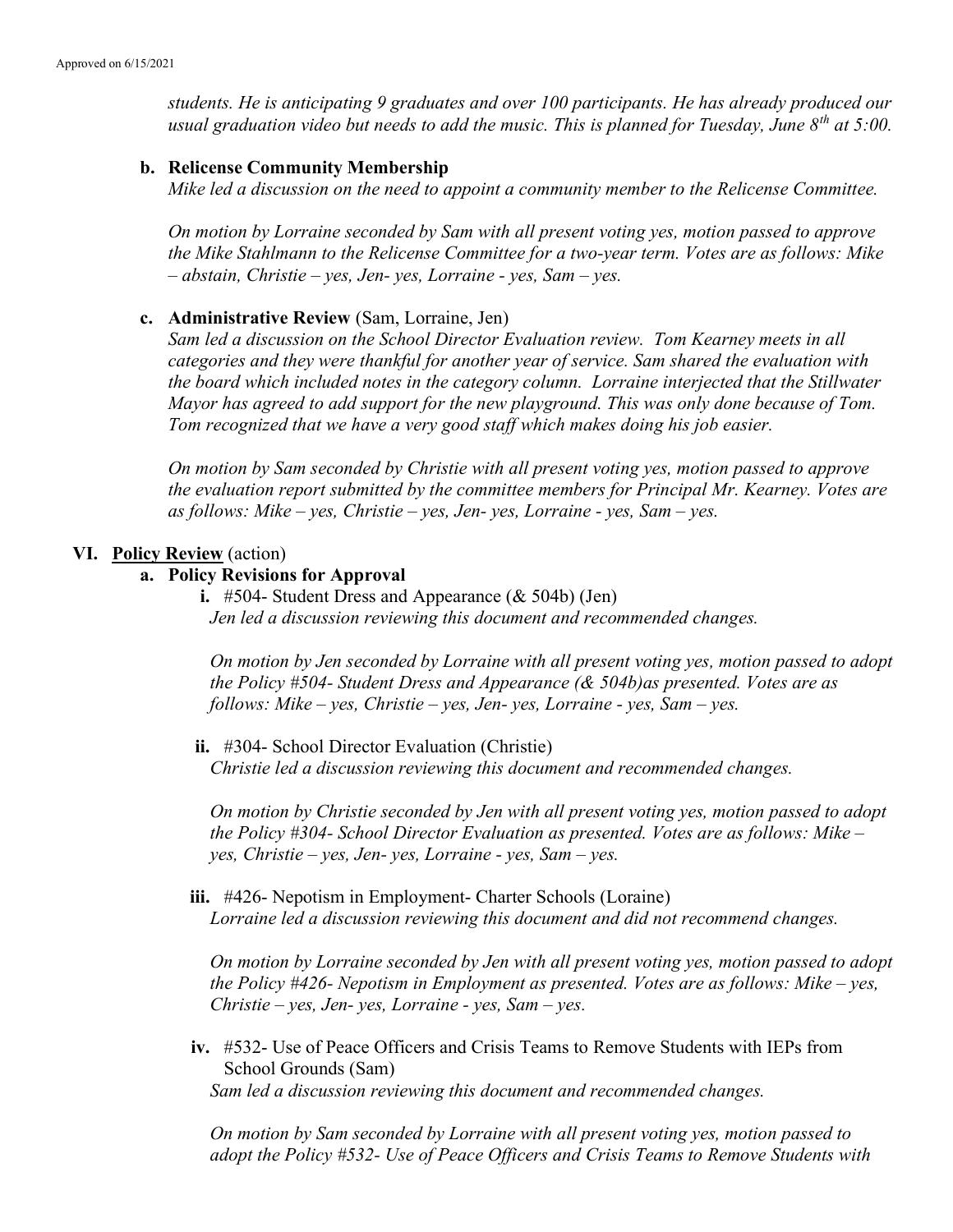*students. He is anticipating 9 graduates and over 100 participants. He has already produced our usual graduation video but needs to add the music. This is planned for Tuesday, June 8th at 5:00.*

**b. Relicense Community Membership**

*Mike led a discussion on the need to appoint a community member to the Relicense Committee.*

*On motion by Lorraine seconded by Sam with all present voting yes, motion passed to approve the Mike Stahlmann to the Relicense Committee for a two-year term. Votes are as follows: Mike – abstain, Christie – yes, Jen- yes, Lorraine - yes, Sam – yes.*

**c. Administrative Review** (Sam, Lorraine, Jen)

*Sam led a discussion on the School Director Evaluation review. Tom Kearney meets in all categories and they were thankful for another year of service. Sam shared the evaluation with the board which included notes in the category column. Lorraine interjected that the Stillwater Mayor has agreed to add support for the new playground. This was only done because of Tom. Tom recognized that we have a very good staff which makes doing his job easier.*

*On motion by Sam seconded by Christie with all present voting yes, motion passed to approve the evaluation report submitted by the committee members for Principal Mr. Kearney. Votes are as follows: Mike – yes, Christie – yes, Jen- yes, Lorraine - yes, Sam – yes.*

## VI. Policy Review (action)

**a. Policy Revisions for Approval**

**i.** #504- Student Dress and Appearance (& 504b) (Jen)

*Jen led a discussion reviewing this document and recommended changes.*

*On motion by Jen seconded by Lorraine with all present voting yes, motion passed to adopt the Policy #504- Student Dress and Appearance (& 504b)as presented. Votes are as follows: Mike – yes, Christie – yes, Jen- yes, Lorraine - yes, Sam – yes.*

**ii.** #304- School Director Evaluation (Christie)

*Christie led a discussion reviewing this document and recommended changes.*

*On motion by Christie seconded by Jen with all present voting yes, motion passed to adopt the Policy #304- School Director Evaluation as presented. Votes are as follows: Mike – yes, Christie – yes, Jen- yes, Lorraine - yes, Sam – yes.*

**iii.** #426- Nepotism in Employment- Charter Schools (Loraine)

*Lorraine led a discussion reviewing this document and did not recommend changes.*

*On motion by Lorraine seconded by Jen with all present voting yes, motion passed to adopt the Policy #426- Nepotism in Employment as presented. Votes are as follows: Mike – yes, Christie – yes, Jen- yes, Lorraine - yes, Sam – yes.*

**iv.** #532- Use of Peace Officers and Crisis Teams to Remove Students with IEPs from School Grounds (Sam)

*Sam led a discussion reviewing this document and recommended changes.*

*On motion by Sam seconded by Lorraine with all present voting yes, motion passed to adopt the Policy #532- Use of Peace Officers and Crisis Teams to Remove Students with*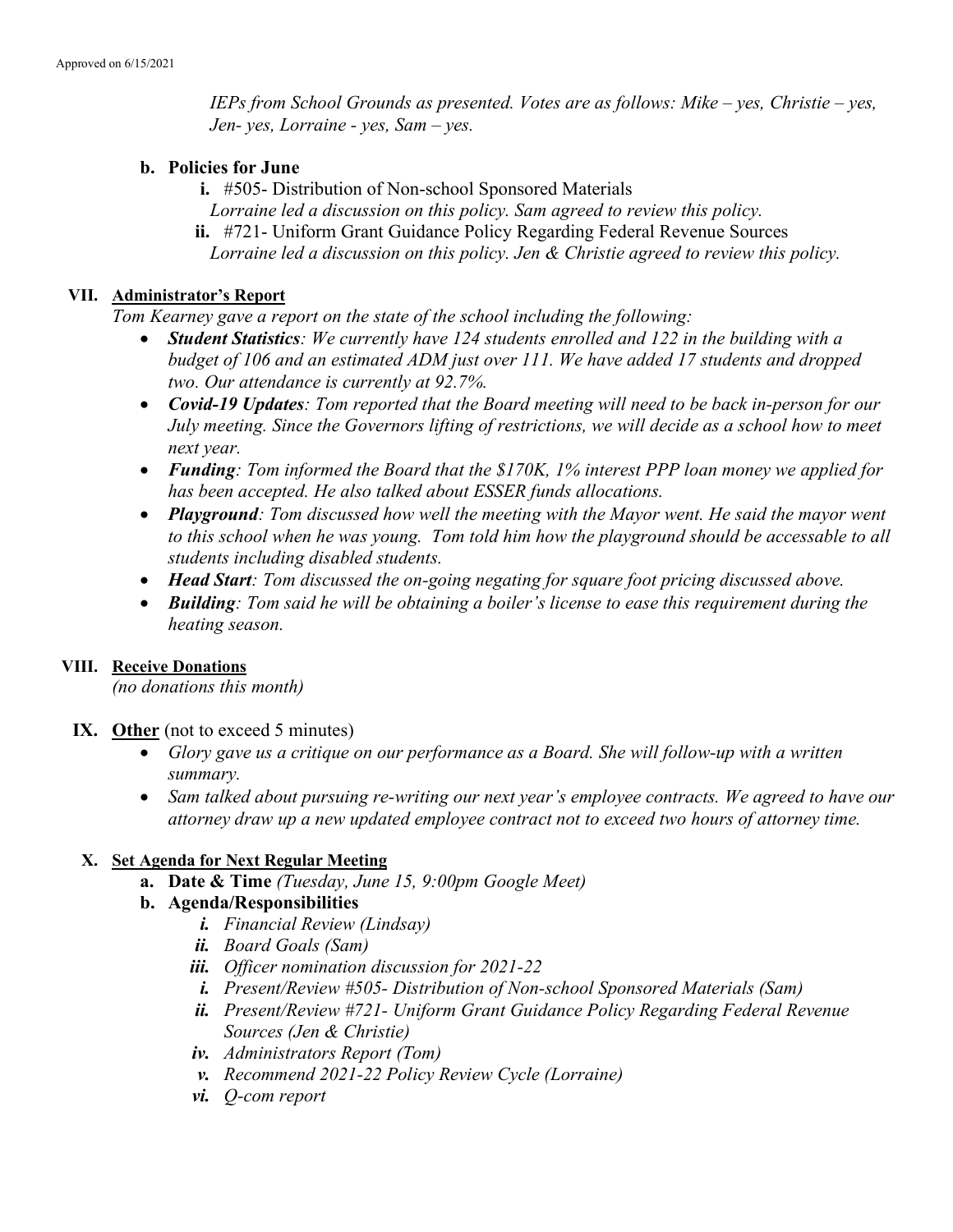*IEPs from School Grounds as presented. Votes are as follows: Mike – yes, Christie – yes, Jen- yes, Lorraine - yes, Sam – yes.*

**b. Policies for June**

**i.** #505- Distribution of Non-school Sponsored Materials
*Lorraine led a discussion on this policy. Sam agreed to review this policy.*

**ii.** #721- Uniform Grant Guidance Policy Regarding Federal Revenue Sources
*Lorraine led a discussion on this policy. Jen & Christie agreed to review this policy.*

## VII. Administrator's Report

*Tom Kearney gave a report on the state of the school including the following:*

- ***Student Statistics****: We currently have 124 students enrolled and 122 in the building with a budget of 106 and an estimated ADM just over 111. We have added 17 students and dropped two. Our attendance is currently at 92.7%.*
- ***Covid-19 Updates****: Tom reported that the Board meeting will need to be back in-person for our July meeting. Since the Governors lifting of restrictions, we will decide as a school how to meet next year.*
- ***Funding****: Tom informed the Board that the $170K, 1% interest PPP loan money we applied for has been accepted. He also talked about ESSER funds allocations.*
- ***Playground****: Tom discussed how well the meeting with the Mayor went. He said the mayor went to this school when he was young. Tom told him how the playground should be accessable to all students including disabled students.*
- ***Head Start****: Tom discussed the on-going negating for square foot pricing discussed above.*
- ***Building****: Tom said he will be obtaining a boiler's license to ease this requirement during the heating season.*

## VIII. Receive Donations

*(no donations this month)*

## IX. Other (not to exceed 5 minutes)

- *Glory gave us a critique on our performance as a Board. She will follow-up with a written summary.*
- *Sam talked about pursuing re-writing our next year's employee contracts. We agreed to have our attorney draw up a new updated employee contract not to exceed two hours of attorney time.*

## X. Set Agenda for Next Regular Meeting

**a. Date & Time** *(Tuesday, June 15, 9:00pm Google Meet)*

**b. Agenda/Responsibilities**

***i.*** *Financial Review (Lindsay)*
***ii.*** *Board Goals (Sam)*
***iii.*** *Officer nomination discussion for 2021-22*
***i.*** *Present/Review #505- Distribution of Non-school Sponsored Materials (Sam)*
***ii.*** *Present/Review #721- Uniform Grant Guidance Policy Regarding Federal Revenue Sources (Jen & Christie)*
***iv.*** *Administrators Report (Tom)*
***v.*** *Recommend 2021-22 Policy Review Cycle (Lorraine)*
***vi.*** *Q-com report*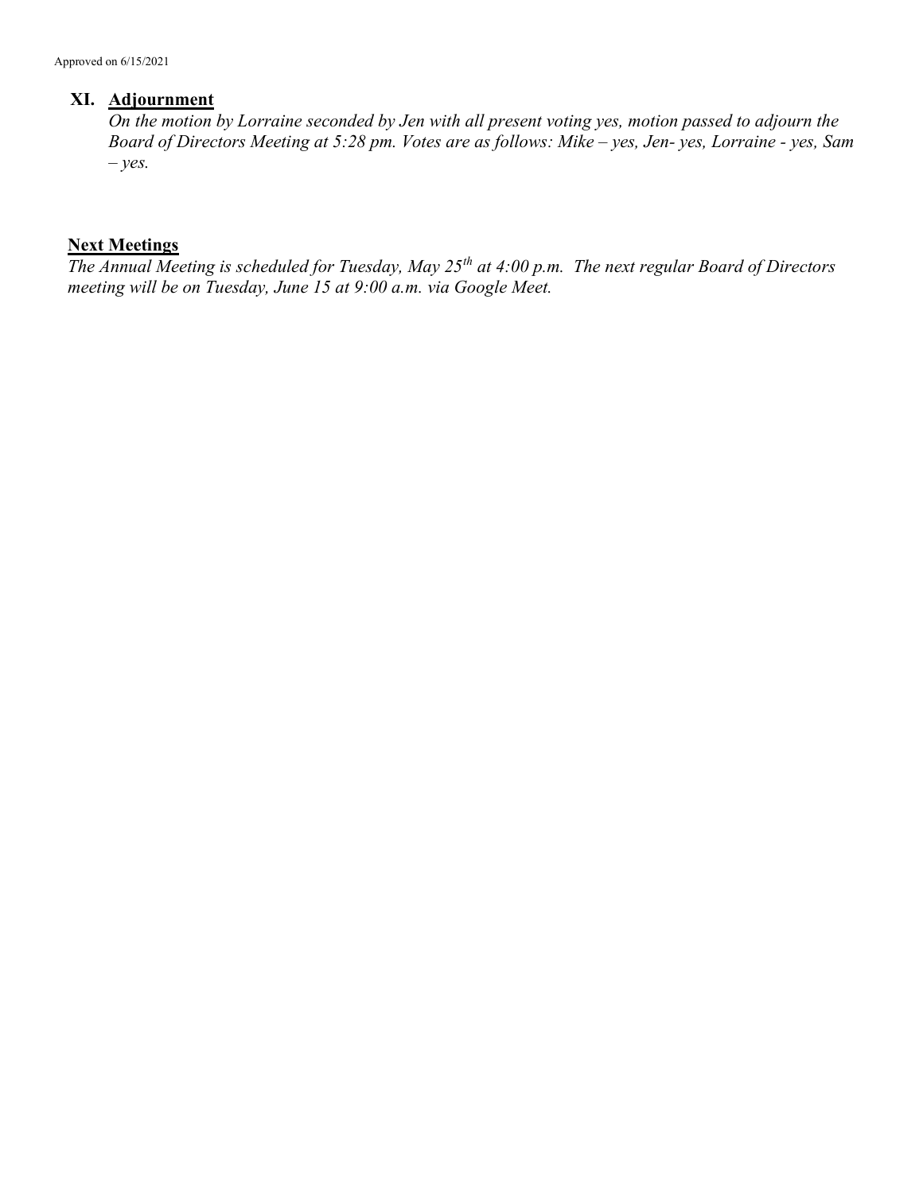## XI. Adjournment

*On the motion by Lorraine seconded by Jen with all present voting yes, motion passed to adjourn the Board of Directors Meeting at 5:28 pm. Votes are as follows: Mike – yes, Jen- yes, Lorraine - yes, Sam – yes.*

## Next Meetings

*The Annual Meeting is scheduled for Tuesday, May 25th at 4:00 p.m. The next regular Board of Directors meeting will be on Tuesday, June 15 at 9:00 a.m. via Google Meet.*